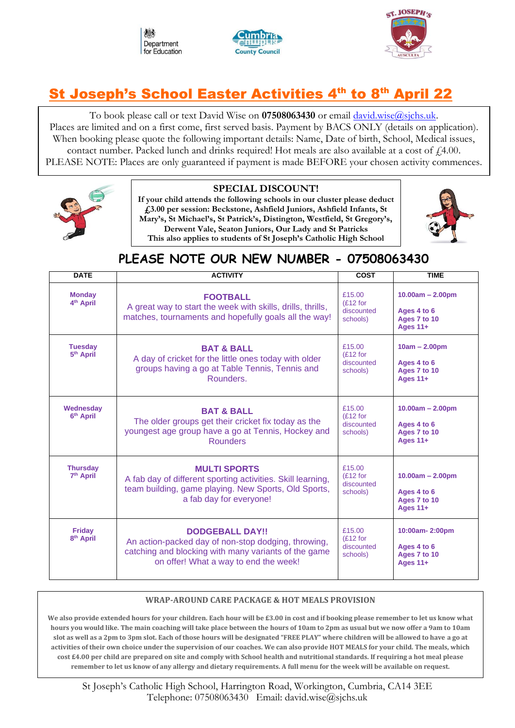# St Joseph's School Easter Activities 4th to 8th April 22

To book please call or text David Wise on **07508063430** or email david.wise@sjchs.uk.
Places are limited and on a first come, first served basis. Payment by BACS ONLY (details on application).
When booking please quote the following important details: Name, Date of birth, School, Medical issues, contact number. Packed lunch and drinks required! Hot meals are also available at a cost of £4.00.
PLEASE NOTE: Places are only guaranteed if payment is made BEFORE your chosen activity commences.

**SPECIAL DISCOUNT!**

**If your child attends the following schools in our cluster please deduct £3.00 per session: Beckstone, Ashfield Juniors, Ashfield Infants, St Mary's, St Michael's, St Patrick's, Distington, Westfield, St Gregory's, Derwent Vale, Seaton Juniors, Our Lady and St Patricks**
**This also applies to students of St Joseph's Catholic High School**

## PLEASE NOTE OUR NEW NUMBER - 07508063430

| DATE | ACTIVITY | COST | TIME |
|---|---|---|---|
| **Monday 4th April** | **FOOTBALL** A great way to start the week with skills, drills, thrills, matches, tournaments and hopefully goals all the way! | £15.00 (£12 for discounted schools) | **10.00am – 2.00pm** **Ages 4 to 6** **Ages 7 to 10** **Ages 11+** |
| **Tuesday 5th April** | **BAT & BALL** A day of cricket for the little ones today with older groups having a go at Table Tennis, Tennis and Rounders. | £15.00 (£12 for discounted schools) | **10am – 2.00pm** **Ages 4 to 6** **Ages 7 to 10** **Ages 11+** |
| **Wednesday 6th April** | **BAT & BALL** The older groups get their cricket fix today as the youngest age group have a go at Tennis, Hockey and Rounders | £15.00 (£12 for discounted schools) | **10.00am – 2.00pm** **Ages 4 to 6** **Ages 7 to 10** **Ages 11+** |
| **Thursday 7th April** | **MULTI SPORTS** A fab day of different sporting activities. Skill learning, team building, game playing. New Sports, Old Sports, a fab day for everyone! | £15.00 (£12 for discounted schools) | **10.00am – 2.00pm** **Ages 4 to 6** **Ages 7 to 10** **Ages 11+** |
| **Friday 8th April** | **DODGEBALL DAY!!** An action-packed day of non-stop dodging, throwing, catching and blocking with many variants of the game on offer! What a way to end the week! | £15.00 (£12 for discounted schools) | **10:00am- 2:00pm** **Ages 4 to 6** **Ages 7 to 10** **Ages 11+** |

**WRAP-AROUND CARE PACKAGE & HOT MEALS PROVISION**

**We also provide extended hours for your children. Each hour will be £3.00 in cost and if booking please remember to let us know what hours you would like. The main coaching will take place between the hours of 10am to 2pm as usual but we now offer a 9am to 10am slot as well as a 2pm to 3pm slot. Each of those hours will be designated "FREE PLAY" where children will be allowed to have a go at activities of their own choice under the supervision of our coaches. We can also provide HOT MEALS for your child. The meals, which cost £4.00 per child are prepared on site and comply with School health and nutritional standards. If requiring a hot meal please remember to let us know of any allergy and dietary requirements. A full menu for the week will be available on request.**

St Joseph's Catholic High School, Harrington Road, Workington, Cumbria, CA14 3EE
Telephone: 07508063430 Email: david.wise@sjchs.uk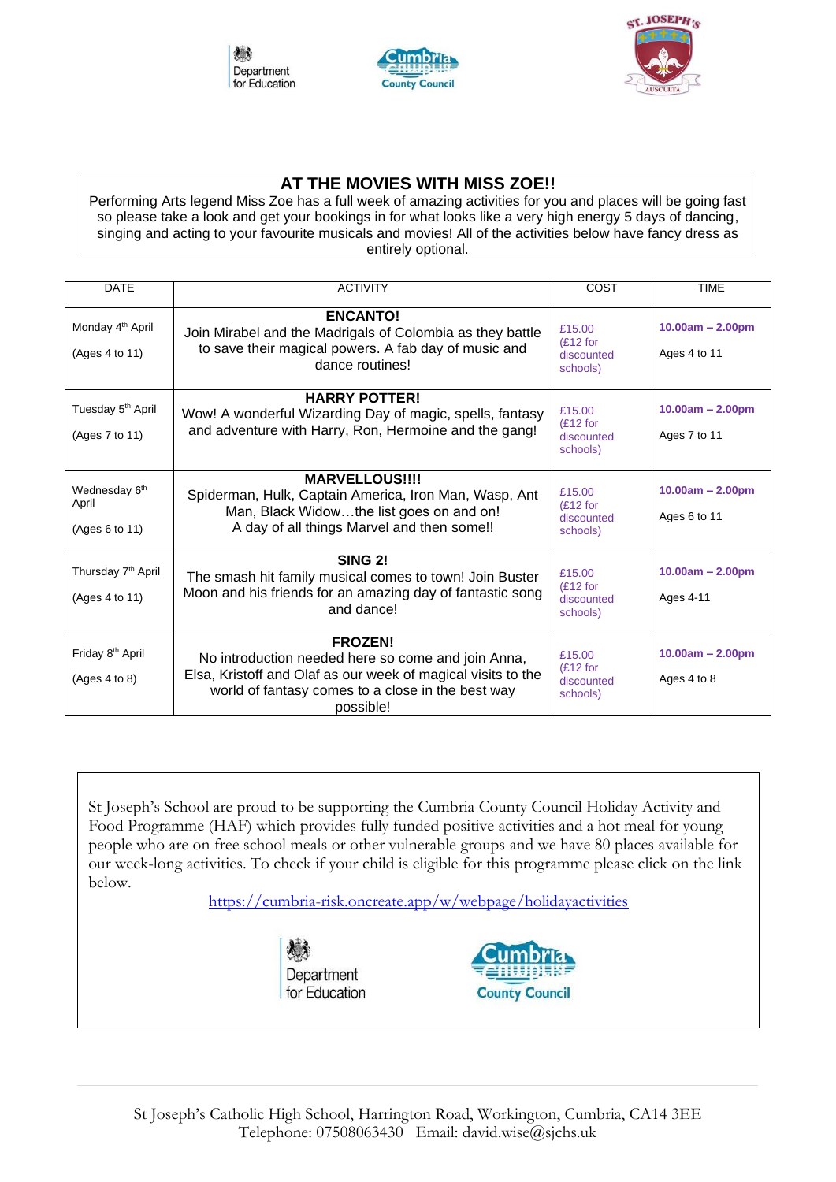Department for Education

Cumbria County Council

ST. JOSEPH'S AUSCULTA

## AT THE MOVIES WITH MISS ZOE!!

Performing Arts legend Miss Zoe has a full week of amazing activities for you and places will be going fast so please take a look and get your bookings in for what looks like a very high energy 5 days of dancing, singing and acting to your favourite musicals and movies! All of the activities below have fancy dress as entirely optional.

| DATE | ACTIVITY | COST | TIME |
|---|---|---|---|
| Monday 4th April<br><br>(Ages 4 to 11) | **ENCANTO!**<br>Join Mirabel and the Madrigals of Colombia as they battle to save their magical powers. A fab day of music and dance routines! | £15.00 (£12 for discounted schools) | **10.00am – 2.00pm**<br><br>Ages 4 to 11 |
| Tuesday 5th April<br><br>(Ages 7 to 11) | **HARRY POTTER!**<br>Wow! A wonderful Wizarding Day of magic, spells, fantasy and adventure with Harry, Ron, Hermoine and the gang! | £15.00 (£12 for discounted schools) | **10.00am – 2.00pm**<br><br>Ages 7 to 11 |
| Wednesday 6th April<br><br>(Ages 6 to 11) | **MARVELLOUS!!!!**<br>Spiderman, Hulk, Captain America, Iron Man, Wasp, Ant Man, Black Widow…the list goes on and on!<br>A day of all things Marvel and then some!! | £15.00 (£12 for discounted schools) | **10.00am – 2.00pm**<br><br>Ages 6 to 11 |
| Thursday 7th April<br><br>(Ages 4 to 11) | **SING 2!**<br>The smash hit family musical comes to town! Join Buster Moon and his friends for an amazing day of fantastic song and dance! | £15.00 (£12 for discounted schools) | **10.00am – 2.00pm**<br><br>Ages 4-11 |
| Friday 8th April<br><br>(Ages 4 to 8) | **FROZEN!**<br>No introduction needed here so come and join Anna, Elsa, Kristoff and Olaf as our week of magical visits to the world of fantasy comes to a close in the best way possible! | £15.00 (£12 for discounted schools) | **10.00am – 2.00pm**<br><br>Ages 4 to 8 |

St Joseph's School are proud to be supporting the Cumbria County Council Holiday Activity and Food Programme (HAF) which provides fully funded positive activities and a hot meal for young people who are on free school meals or other vulnerable groups and we have 80 places available for our week-long activities. To check if your child is eligible for this programme please click on the link below.

https://cumbria-risk.oncreate.app/w/webpage/holidayactivities

Department for Education

Cumbria County Council

St Joseph's Catholic High School, Harrington Road, Workington, Cumbria, CA14 3EE
Telephone: 07508063430 Email: david.wise@sjchs.uk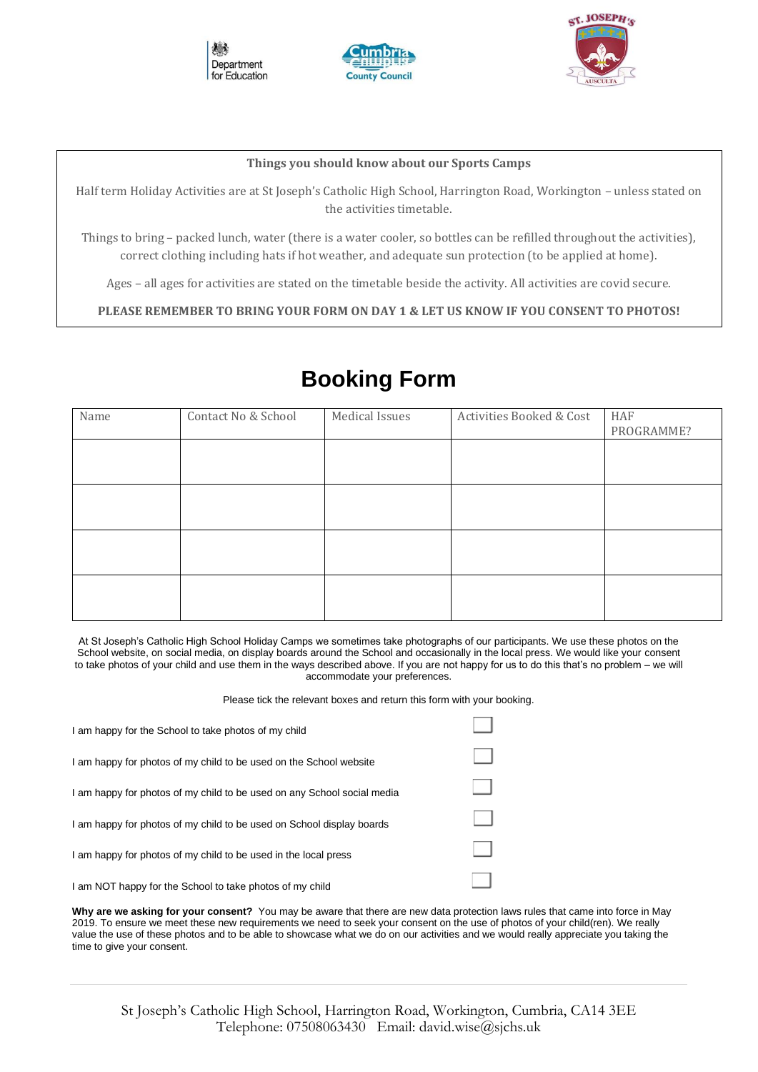**Things you should know about our Sports Camps**

Half term Holiday Activities are at St Joseph's Catholic High School, Harrington Road, Workington – unless stated on the activities timetable.

Things to bring – packed lunch, water (there is a water cooler, so bottles can be refilled throughout the activities), correct clothing including hats if hot weather, and adequate sun protection (to be applied at home).

Ages – all ages for activities are stated on the timetable beside the activity. All activities are covid secure.

**PLEASE REMEMBER TO BRING YOUR FORM ON DAY 1 & LET US KNOW IF YOU CONSENT TO PHOTOS!**

# Booking Form

| Name | Contact No & School | Medical Issues | Activities Booked & Cost | HAF PROGRAMME? |
|---|---|---|---|---|
| | | | | |
| | | | | |
| | | | | |
| | | | | |

At St Joseph's Catholic High School Holiday Camps we sometimes take photographs of our participants. We use these photos on the School website, on social media, on display boards around the School and occasionally in the local press. We would like your consent to take photos of your child and use them in the ways described above. If you are not happy for us to do this that's no problem – we will accommodate your preferences.

Please tick the relevant boxes and return this form with your booking.

- I am happy for the School to take photos of my child ☐
- I am happy for photos of my child to be used on the School website ☐
- I am happy for photos of my child to be used on any School social media ☐
- I am happy for photos of my child to be used on School display boards ☐
- I am happy for photos of my child to be used in the local press ☐
- I am NOT happy for the School to take photos of my child ☐

**Why are we asking for your consent?** You may be aware that there are new data protection laws rules that came into force in May 2019. To ensure we meet these new requirements we need to seek your consent on the use of photos of your child(ren). We really value the use of these photos and to be able to showcase what we do on our activities and we would really appreciate you taking the time to give your consent.

St Joseph's Catholic High School, Harrington Road, Workington, Cumbria, CA14 3EE
Telephone: 07508063430 Email: david.wise@sjchs.uk